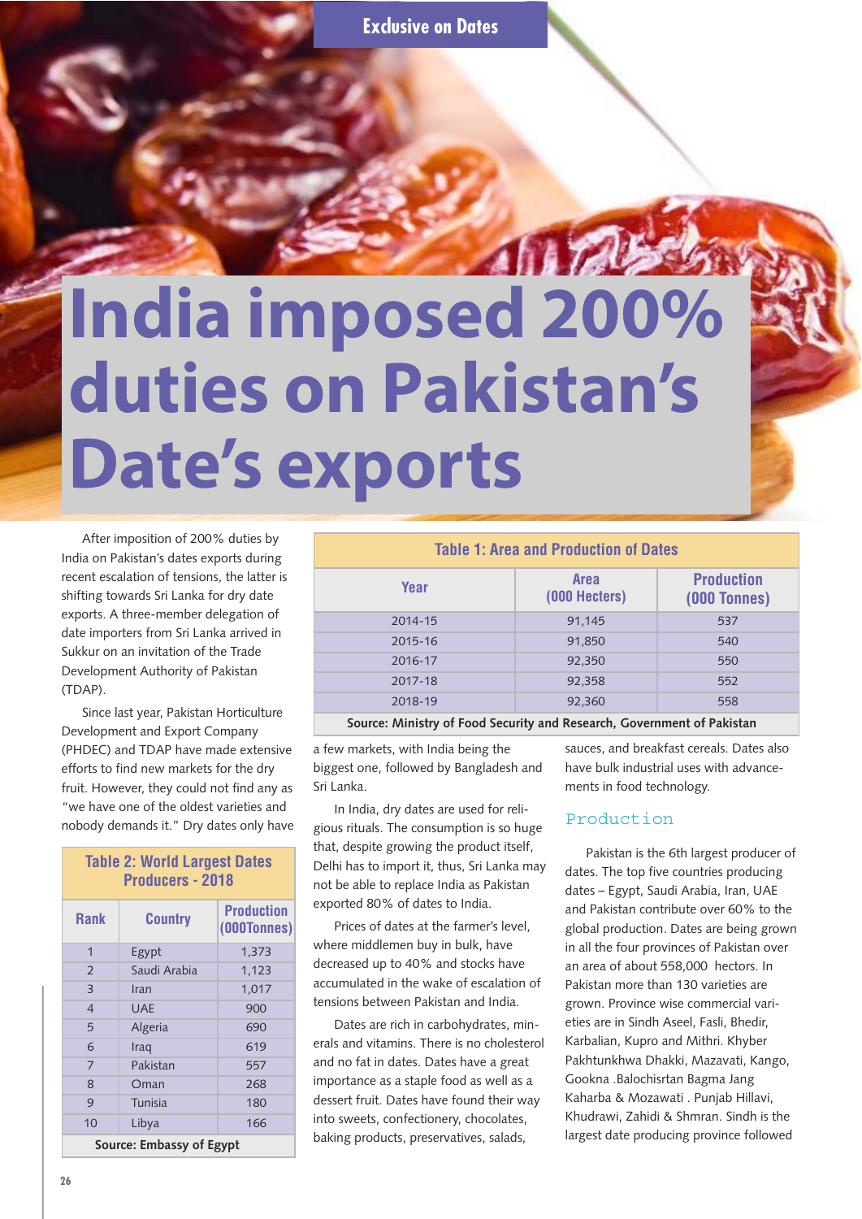Exclusive on Dates

# India imposed 200% duties on Pakistan's Date's exports

After imposition of 200% duties by India on Pakistan's dates exports during recent escalation of tensions, the latter is shifting towards Sri Lanka for dry date exports. A three-member delegation of date importers from Sri Lanka arrived in Sukkur on an invitation of the Trade Development Authority of Pakistan (TDAP).

Since last year, Pakistan Horticulture Development and Export Company (PHDEC) and TDAP have made extensive efforts to find new markets for the dry fruit. However, they could not find any as "we have one of the oldest varieties and nobody demands it." Dry dates only have a few markets, with India being the biggest one, followed by Bangladesh and Sri Lanka.

| Table 2: World Largest Dates Producers - 2018 | | |
|---|---|---|
| Rank | Country | Production (000Tonnes) |
| 1 | Egypt | 1,373 |
| 2 | Saudi Arabia | 1,123 |
| 3 | Iran | 1,017 |
| 4 | UAE | 900 |
| 5 | Algeria | 690 |
| 6 | Iraq | 619 |
| 7 | Pakistan | 557 |
| 8 | Oman | 268 |
| 9 | Tunisia | 180 |
| 10 | Libya | 166 |

Source: Embassy of Egypt

| Table 1: Area and Production of Dates | | |
|---|---|---|
| Year | Area (000 Hecters) | Production (000 Tonnes) |
| 2014-15 | 91,145 | 537 |
| 2015-16 | 91,850 | 540 |
| 2016-17 | 92,350 | 550 |
| 2017-18 | 92,358 | 552 |
| 2018-19 | 92,360 | 558 |

Source: Ministry of Food Security and Research, Government of Pakistan

In India, dry dates are used for religious rituals. The consumption is so huge that, despite growing the product itself, Delhi has to import it, thus, Sri Lanka may not be able to replace India as Pakistan exported 80% of dates to India.

Prices of dates at the farmer's level, where middlemen buy in bulk, have decreased up to 40% and stocks have accumulated in the wake of escalation of tensions between Pakistan and India.

Dates are rich in carbohydrates, minerals and vitamins. There is no cholesterol and no fat in dates. Dates have a great importance as a staple food as well as a dessert fruit. Dates have found their way into sweets, confectionery, chocolates, baking products, preservatives, salads, sauces, and breakfast cereals. Dates also have bulk industrial uses with advancements in food technology.

## Production

Pakistan is the 6th largest producer of dates. The top five countries producing dates – Egypt, Saudi Arabia, Iran, UAE and Pakistan contribute over 60% to the global production. Dates are being grown in all the four provinces of Pakistan over an area of about 558,000 hectors. In Pakistan more than 130 varieties are grown. Province wise commercial varieties are in Sindh Aseel, Fasli, Bhedir, Karbalian, Kupro and Mithri. Khyber Pakhtunkhwa Dhakki, Mazavati, Kango, Gookna .Balochisrtan Bagma Jang Kaharba & Mozawati . Punjab Hillavi, Khudrawi, Zahidi & Shmran. Sindh is the largest date producing province followed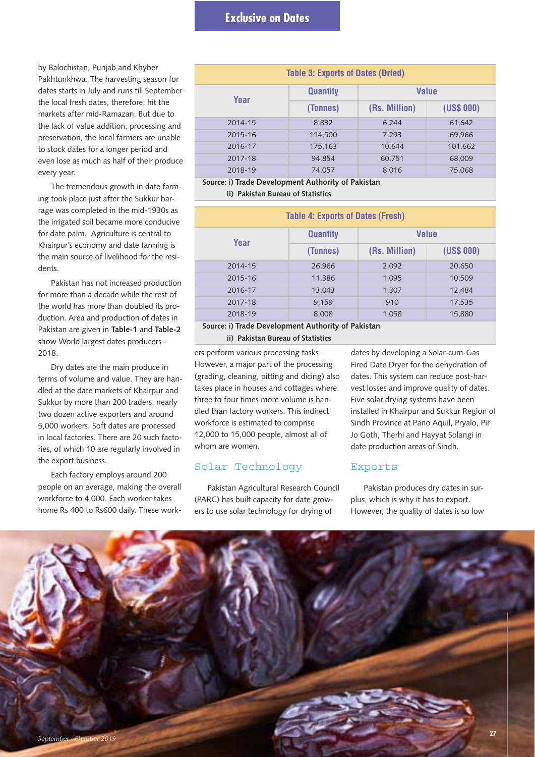by Balochistan, Punjab and Khyber Pakhtunkhwa. The harvesting season for dates starts in July and runs till September the local fresh dates, therefore, hit the markets after mid-Ramazan. But due to the lack of value addition, processing and preservation, the local farmers are unable to stock dates for a longer period and even lose as much as half of their produce every year.

The tremendous growth in date farming took place just after the Sukkur barrage was completed in the mid-1930s as the irrigated soil became more conducive for date palm. Agriculture is central to Khairpur's economy and date farming is the main source of livelihood for the residents.

Pakistan has not increased production for more than a decade while the rest of the world has more than doubled its production. Area and production of dates in Pakistan are given in **Table-1** and **Table-2** show World largest dates producers - 2018.

Dry dates are the main produce in terms of volume and value. They are handled at the date markets of Khairpur and Sukkur by more than 200 traders, nearly two dozen active exporters and around 5,000 workers. Soft dates are processed in local factories. There are 20 such factories, of which 10 are regularly involved in the export business.

Each factory employs around 200 people on an average, making the overall workforce to 4,000. Each worker takes home Rs 400 to Rs600 daily. These workers perform various processing tasks. However, a major part of the processing (grading, cleaning, pitting and dicing) also takes place in houses and cottages where three to four times more volume is handled than factory workers. This indirect workforce is estimated to comprise 12,000 to 15,000 people, almost all of whom are women.

**Table 3: Exports of Dates (Dried)**

| Year | Quantity | Value | |
|---|---|---|---|
| | (Tonnes) | (Rs. Million) | (US$ 000) |
| 2014-15 | 8,832 | 6,244 | 61,642 |
| 2015-16 | 114,500 | 7,293 | 69,966 |
| 2016-17 | 175,163 | 10,644 | 101,662 |
| 2017-18 | 94,854 | 60,751 | 68,009 |
| 2018-19 | 74,057 | 8,016 | 75,068 |

Source: i) Trade Development Authority of Pakistan
ii) Pakistan Bureau of Statistics

**Table 4: Exports of Dates (Fresh)**

| Year | Quantity | Value | |
|---|---|---|---|
| | (Tonnes) | (Rs. Million) | (US$ 000) |
| 2014-15 | 26,966 | 2,092 | 20,650 |
| 2015-16 | 11,386 | 1,095 | 10,509 |
| 2016-17 | 13,043 | 1,307 | 12,484 |
| 2017-18 | 9,159 | 910 | 17,535 |
| 2018-19 | 8,008 | 1,058 | 15,880 |

Source: i) Trade Development Authority of Pakistan
ii) Pakistan Bureau of Statistics

## Solar Technology

Pakistan Agricultural Research Council (PARC) has built capacity for date growers to use solar technology for drying of dates by developing a Solar-cum-Gas Fired Date Dryer for the dehydration of dates. This system can reduce post-harvest losses and improve quality of dates. Five solar drying systems have been installed in Khairpur and Sukkur Region of Sindh Province at Pano Aquil, Pryalo, Pir Jo Goth, Therhi and Hayyat Solangi in date production areas of Sindh.

## Exports

Pakistan produces dry dates in surplus, which is why it has to export. However, the quality of dates is so low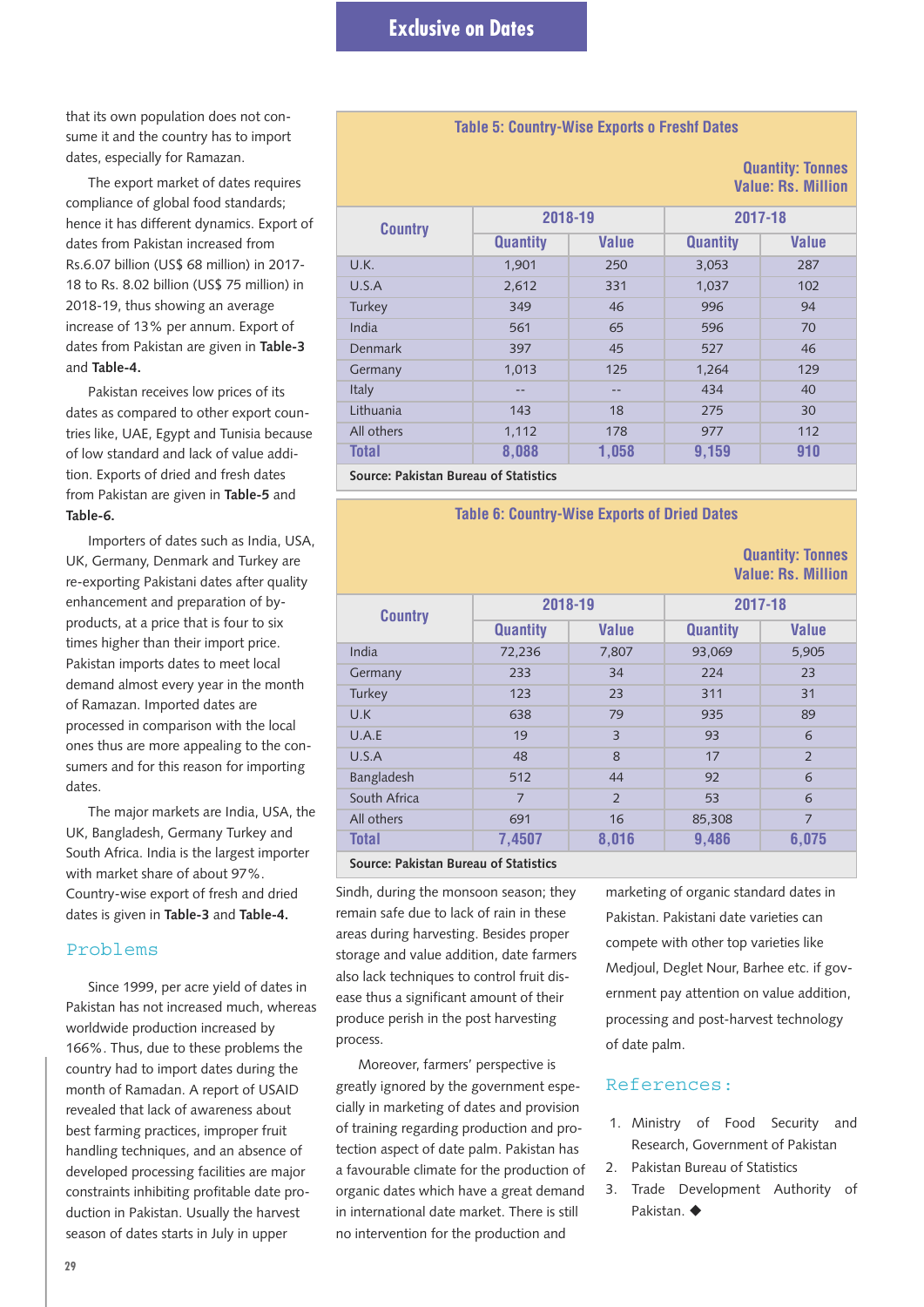that its own population does not consume it and the country has to import dates, especially for Ramazan.

The export market of dates requires compliance of global food standards; hence it has different dynamics. Export of dates from Pakistan increased from Rs.6.07 billion (US$ 68 million) in 2017-18 to Rs. 8.02 billion (US$ 75 million) in 2018-19, thus showing an average increase of 13% per annum. Export of dates from Pakistan are given in **Table-3** and **Table-4.**

Pakistan receives low prices of its dates as compared to other export countries like, UAE, Egypt and Tunisia because of low standard and lack of value addition. Exports of dried and fresh dates from Pakistan are given in **Table-5** and **Table-6.**

Importers of dates such as India, USA, UK, Germany, Denmark and Turkey are re-exporting Pakistani dates after quality enhancement and preparation of by-products, at a price that is four to six times higher than their import price. Pakistan imports dates to meet local demand almost every year in the month of Ramazan. Imported dates are processed in comparison with the local ones thus are more appealing to the consumers and for this reason for importing dates.

The major markets are India, USA, the UK, Bangladesh, Germany Turkey and South Africa. India is the largest importer with market share of about 97%. Country-wise export of fresh and dried dates is given in **Table-3** and **Table-4.**

## Problems

Since 1999, per acre yield of dates in Pakistan has not increased much, whereas worldwide production increased by 166%. Thus, due to these problems the country had to import dates during the month of Ramadan. A report of USAID revealed that lack of awareness about best farming practices, improper fruit handling techniques, and an absence of developed processing facilities are major constraints inhibiting profitable date production in Pakistan. Usually the harvest season of dates starts in July in upper Sindh, during the monsoon season; they remain safe due to lack of rain in these areas during harvesting. Besides proper storage and value addition, date farmers also lack techniques to control fruit disease thus a significant amount of their produce perish in the post harvesting process.

Moreover, farmers' perspective is greatly ignored by the government especially in marketing of dates and provision of training regarding production and protection aspect of date palm. Pakistan has a favourable climate for the production of organic dates which have a great demand in international date market. There is still no intervention for the production and marketing of organic standard dates in Pakistan. Pakistani date varieties can compete with other top varieties like Medjoul, Deglet Nour, Barhee etc. if government pay attention on value addition, processing and post-harvest technology of date palm.

**Table 5: Country-Wise Exports o Freshf Dates**

Quantity: Tonnes
Value: Rs. Million

| Country | 2018-19 | | 2017-18 | |
|---|---|---|---|---|
| | Quantity | Value | Quantity | Value |
| U.K. | 1,901 | 250 | 3,053 | 287 |
| U.S.A | 2,612 | 331 | 1,037 | 102 |
| Turkey | 349 | 46 | 996 | 94 |
| India | 561 | 65 | 596 | 70 |
| Denmark | 397 | 45 | 527 | 46 |
| Germany | 1,013 | 125 | 1,264 | 129 |
| Italy | -- | -- | 434 | 40 |
| Lithuania | 143 | 18 | 275 | 30 |
| All others | 1,112 | 178 | 977 | 112 |
| **Total** | **8,088** | **1,058** | **9,159** | **910** |

Source: Pakistan Bureau of Statistics

**Table 6: Country-Wise Exports of Dried Dates**

Quantity: Tonnes
Value: Rs. Million

| Country | 2018-19 | | 2017-18 | |
|---|---|---|---|---|
| | Quantity | Value | Quantity | Value |
| India | 72,236 | 7,807 | 93,069 | 5,905 |
| Germany | 233 | 34 | 224 | 23 |
| Turkey | 123 | 23 | 311 | 31 |
| U.K | 638 | 79 | 935 | 89 |
| U.A.E | 19 | 3 | 93 | 6 |
| U.S.A | 48 | 8 | 17 | 2 |
| Bangladesh | 512 | 44 | 92 | 6 |
| South Africa | 7 | 2 | 53 | 6 |
| All others | 691 | 16 | 85,308 | 7 |
| **Total** | **7,4507** | **8,016** | **9,486** | **6,075** |

Source: Pakistan Bureau of Statistics

## References:

1. Ministry of Food Security and Research, Government of Pakistan
2. Pakistan Bureau of Statistics
3. Trade Development Authority of Pakistan. ◆